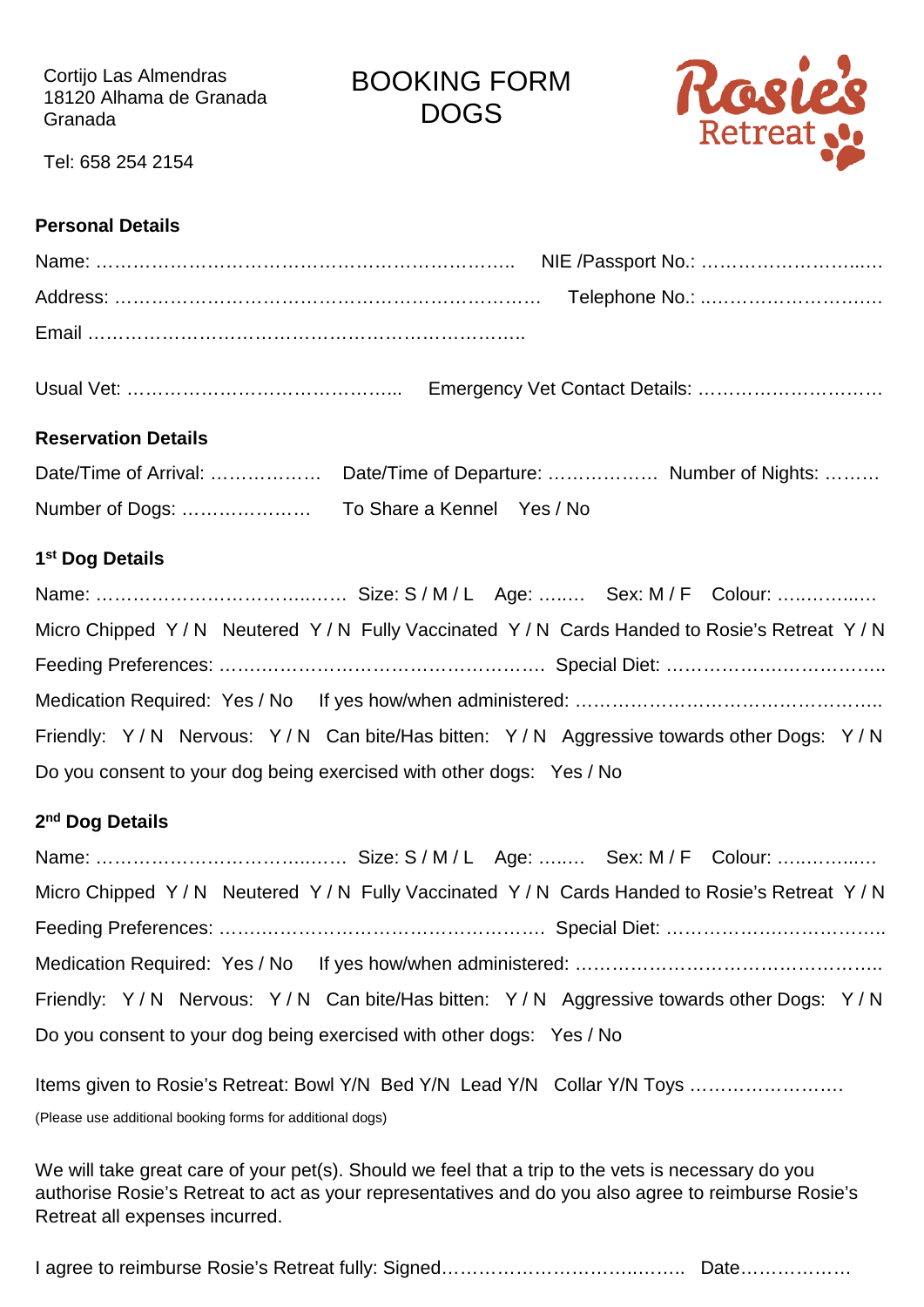Cortijo Las Almendras
18120 Alhama de Granada
Granada

Tel: 658 254 2154

# BOOKING FORM DOGS

Rosie's Retreat

**Personal Details**

Name: …………………………………………………………….. NIE /Passport No.: ………………………..….

Address: ……………………………………………………………. Telephone No.: ………………………….

Email ……………………………………………………………….

Usual Vet: ……………………………………... Emergency Vet Contact Details: …………………………

**Reservation Details**

Date/Time of Arrival: ……………… Date/Time of Departure: ……………… Number of Nights: ………

Number of Dogs: ………………… To Share a Kennel Yes / No

**1st Dog Details**

Name: ………………………………..…. Size: S / M / L Age: …..… Sex: M / F Colour: …………..…

Micro Chipped Y / N Neutered Y / N Fully Vaccinated Y / N Cards Handed to Rosie's Retreat Y / N

Feeding Preferences: ……………………………………………. Special Diet: ………………..…………….

Medication Required: Yes / No If yes how/when administered: …………………………………………..

Friendly: Y / N Nervous: Y / N Can bite/Has bitten: Y / N Aggressive towards other Dogs: Y / N

Do you consent to your dog being exercised with other dogs: Yes / No

**2nd Dog Details**

Name: ………………………………..…. Size: S / M / L Age: …..… Sex: M / F Colour: …………..…

Micro Chipped Y / N Neutered Y / N Fully Vaccinated Y / N Cards Handed to Rosie's Retreat Y / N

Feeding Preferences: ……………………………………………. Special Diet: ………………..…………….

Medication Required: Yes / No If yes how/when administered: …………………………………………..

Friendly: Y / N Nervous: Y / N Can bite/Has bitten: Y / N Aggressive towards other Dogs: Y / N

Do you consent to your dog being exercised with other dogs: Yes / No

Items given to Rosie's Retreat: Bowl Y/N Bed Y/N Lead Y/N Collar Y/N Toys …………………….

(Please use additional booking forms for additional dogs)

We will take great care of your pet(s). Should we feel that a trip to the vets is necessary do you authorise Rosie's Retreat to act as your representatives and do you also agree to reimburse Rosie's Retreat all expenses incurred.

I agree to reimburse Rosie's Retreat fully: Signed…………………………….…….. Date………………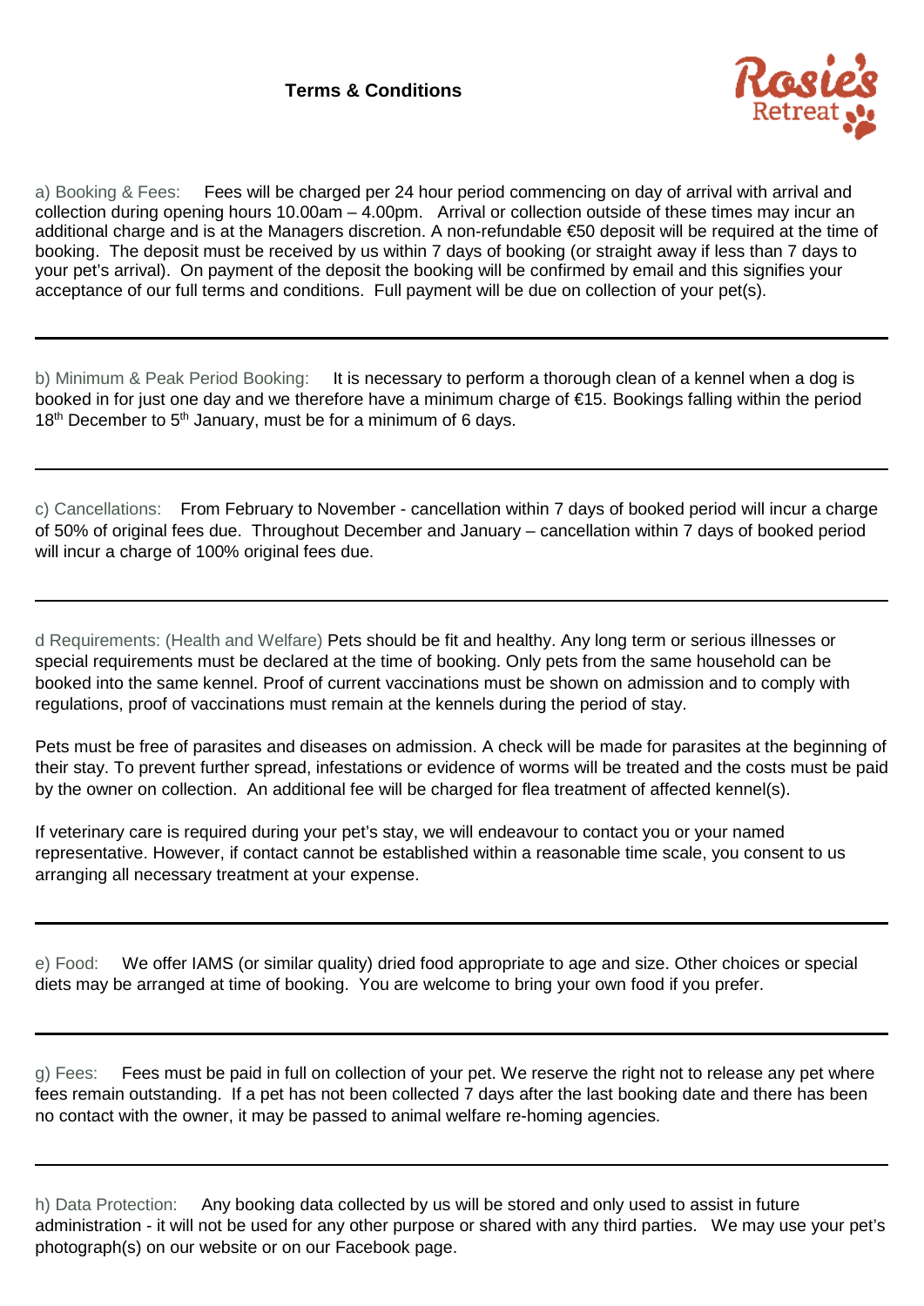## Terms & Conditions

Rosie's Retreat

a) Booking & Fees: Fees will be charged per 24 hour period commencing on day of arrival with arrival and collection during opening hours 10.00am – 4.00pm. Arrival or collection outside of these times may incur an additional charge and is at the Managers discretion. A non-refundable €50 deposit will be required at the time of booking. The deposit must be received by us within 7 days of booking (or straight away if less than 7 days to your pet's arrival). On payment of the deposit the booking will be confirmed by email and this signifies your acceptance of our full terms and conditions. Full payment will be due on collection of your pet(s).

---

b) Minimum & Peak Period Booking: It is necessary to perform a thorough clean of a kennel when a dog is booked in for just one day and we therefore have a minimum charge of €15. Bookings falling within the period 18th December to 5th January, must be for a minimum of 6 days.

---

c) Cancellations: From February to November - cancellation within 7 days of booked period will incur a charge of 50% of original fees due. Throughout December and January – cancellation within 7 days of booked period will incur a charge of 100% original fees due.

---

d Requirements: (Health and Welfare) Pets should be fit and healthy. Any long term or serious illnesses or special requirements must be declared at the time of booking. Only pets from the same household can be booked into the same kennel. Proof of current vaccinations must be shown on admission and to comply with regulations, proof of vaccinations must remain at the kennels during the period of stay.

Pets must be free of parasites and diseases on admission. A check will be made for parasites at the beginning of their stay. To prevent further spread, infestations or evidence of worms will be treated and the costs must be paid by the owner on collection. An additional fee will be charged for flea treatment of affected kennel(s).

If veterinary care is required during your pet's stay, we will endeavour to contact you or your named representative. However, if contact cannot be established within a reasonable time scale, you consent to us arranging all necessary treatment at your expense.

---

e) Food: We offer IAMS (or similar quality) dried food appropriate to age and size. Other choices or special diets may be arranged at time of booking. You are welcome to bring your own food if you prefer.

---

g) Fees: Fees must be paid in full on collection of your pet. We reserve the right not to release any pet where fees remain outstanding. If a pet has not been collected 7 days after the last booking date and there has been no contact with the owner, it may be passed to animal welfare re-homing agencies.

---

h) Data Protection: Any booking data collected by us will be stored and only used to assist in future administration - it will not be used for any other purpose or shared with any third parties. We may use your pet's photograph(s) on our website or on our Facebook page.